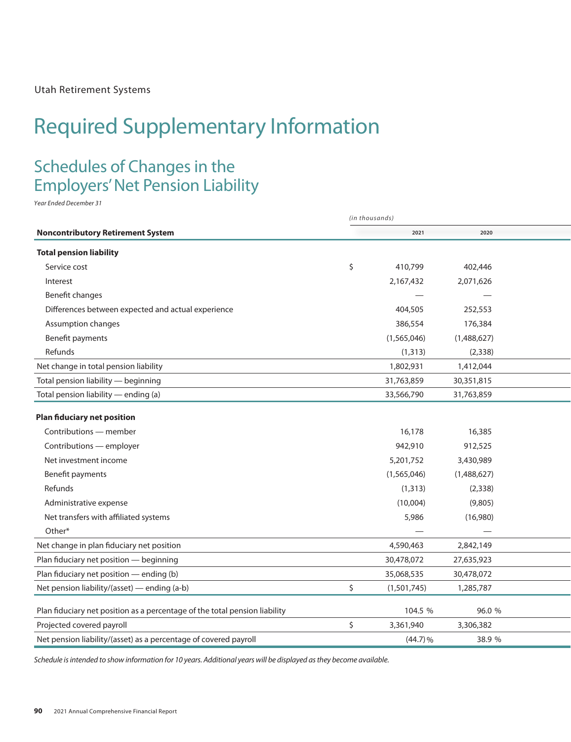Utah Retirement Systems

# Required Supplementary Information

## Schedules of Changes in the Employers' Net Pension Liability

*Year Ended December 31*

*(in thousands)*

| Noncontributory Retirement System | | 2021 | 2020 |
|---|---|---|---|
| **Total pension liability** | | | |
| Service cost | $ | 410,799 | 402,446 |
| Interest | | 2,167,432 | 2,071,626 |
| Benefit changes | | — | — |
| Differences between expected and actual experience | | 404,505 | 252,553 |
| Assumption changes | | 386,554 | 176,384 |
| Benefit payments | | (1,565,046) | (1,488,627) |
| Refunds | | (1,313) | (2,338) |
| Net change in total pension liability | | 1,802,931 | 1,412,044 |
| Total pension liability — beginning | | 31,763,859 | 30,351,815 |
| Total pension liability — ending (a) | | 33,566,790 | 31,763,859 |
| **Plan fiduciary net position** | | | |
| Contributions — member | | 16,178 | 16,385 |
| Contributions — employer | | 942,910 | 912,525 |
| Net investment income | | 5,201,752 | 3,430,989 |
| Benefit payments | | (1,565,046) | (1,488,627) |
| Refunds | | (1,313) | (2,338) |
| Administrative expense | | (10,004) | (9,805) |
| Net transfers with affiliated systems | | 5,986 | (16,980) |
| Other* | | — | — |
| Net change in plan fiduciary net position | | 4,590,463 | 2,842,149 |
| Plan fiduciary net position — beginning | | 30,478,072 | 27,635,923 |
| Plan fiduciary net position — ending (b) | | 35,068,535 | 30,478,072 |
| Net pension liability/(asset) — ending (a-b) | $ | (1,501,745) | 1,285,787 |
| Plan fiduciary net position as a percentage of the total pension liability | | 104.5 % | 96.0 % |
| Projected covered payroll | $ | 3,361,940 | 3,306,382 |
| Net pension liability/(asset) as a percentage of covered payroll | | (44.7) % | 38.9 % |

*Schedule is intended to show information for 10 years. Additional years will be displayed as they become available.*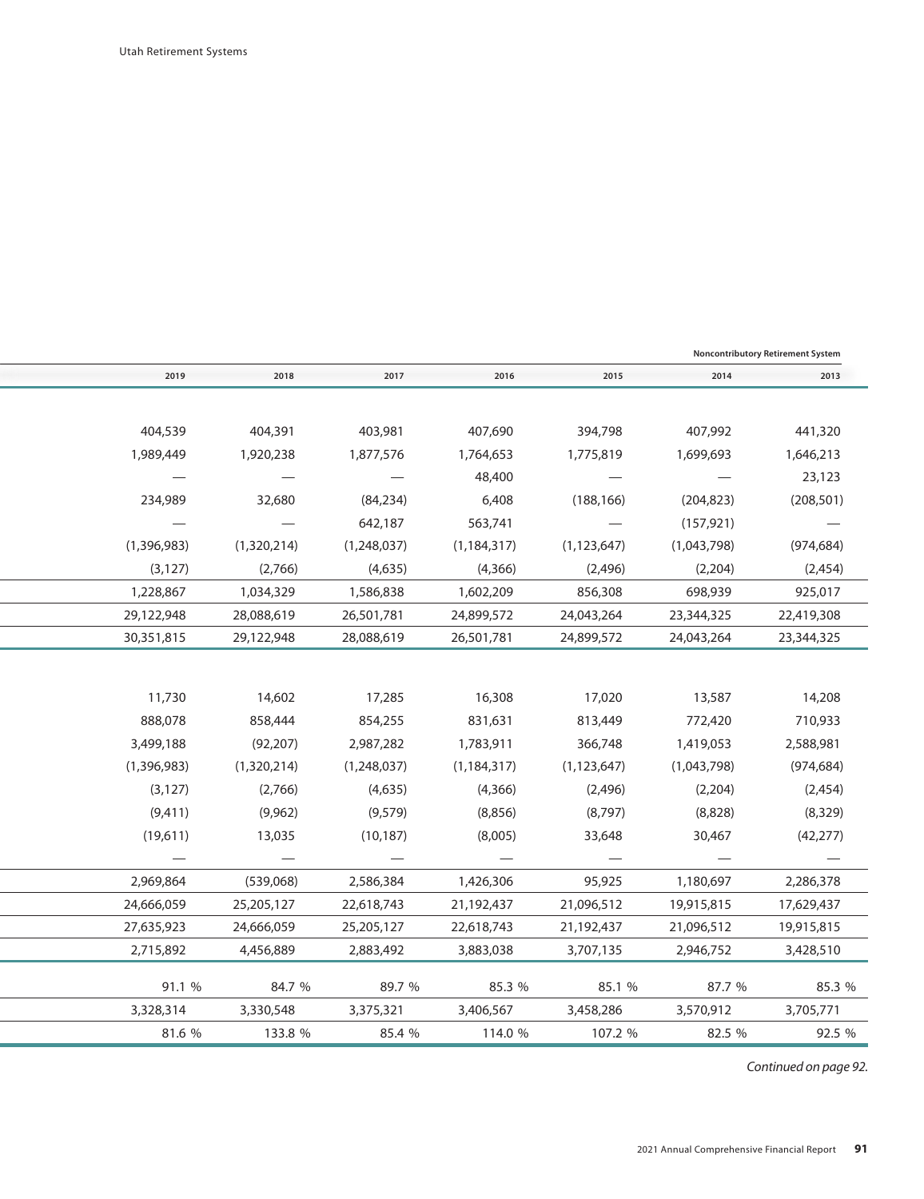**Noncontributory Retirement System**

| 2019 | 2018 | 2017 | 2016 | 2015 | 2014 | 2013 |
|---|---|---|---|---|---|---|
| | | | | | | |
| 404,539 | 404,391 | 403,981 | 407,690 | 394,798 | 407,992 | 441,320 |
| 1,989,449 | 1,920,238 | 1,877,576 | 1,764,653 | 1,775,819 | 1,699,693 | 1,646,213 |
| — | — | — | 48,400 | — | — | 23,123 |
| 234,989 | 32,680 | (84,234) | 6,408 | (188,166) | (204,823) | (208,501) |
| — | — | 642,187 | 563,741 | — | (157,921) | — |
| (1,396,983) | (1,320,214) | (1,248,037) | (1,184,317) | (1,123,647) | (1,043,798) | (974,684) |
| (3,127) | (2,766) | (4,635) | (4,366) | (2,496) | (2,204) | (2,454) |
| 1,228,867 | 1,034,329 | 1,586,838 | 1,602,209 | 856,308 | 698,939 | 925,017 |
| 29,122,948 | 28,088,619 | 26,501,781 | 24,899,572 | 24,043,264 | 23,344,325 | 22,419,308 |
| 30,351,815 | 29,122,948 | 28,088,619 | 26,501,781 | 24,899,572 | 24,043,264 | 23,344,325 |
| | | | | | | |
| 11,730 | 14,602 | 17,285 | 16,308 | 17,020 | 13,587 | 14,208 |
| 888,078 | 858,444 | 854,255 | 831,631 | 813,449 | 772,420 | 710,933 |
| 3,499,188 | (92,207) | 2,987,282 | 1,783,911 | 366,748 | 1,419,053 | 2,588,981 |
| (1,396,983) | (1,320,214) | (1,248,037) | (1,184,317) | (1,123,647) | (1,043,798) | (974,684) |
| (3,127) | (2,766) | (4,635) | (4,366) | (2,496) | (2,204) | (2,454) |
| (9,411) | (9,962) | (9,579) | (8,856) | (8,797) | (8,828) | (8,329) |
| (19,611) | 13,035 | (10,187) | (8,005) | 33,648 | 30,467 | (42,277) |
| — | — | — | — | — | — | — |
| 2,969,864 | (539,068) | 2,586,384 | 1,426,306 | 95,925 | 1,180,697 | 2,286,378 |
| 24,666,059 | 25,205,127 | 22,618,743 | 21,192,437 | 21,096,512 | 19,915,815 | 17,629,437 |
| 27,635,923 | 24,666,059 | 25,205,127 | 22,618,743 | 21,192,437 | 21,096,512 | 19,915,815 |
| 2,715,892 | 4,456,889 | 2,883,492 | 3,883,038 | 3,707,135 | 2,946,752 | 3,428,510 |
| | | | | | | |
| 91.1 % | 84.7 % | 89.7 % | 85.3 % | 85.1 % | 87.7 % | 85.3 % |
| 3,328,314 | 3,330,548 | 3,375,321 | 3,406,567 | 3,458,286 | 3,570,912 | 3,705,771 |
| 81.6 % | 133.8 % | 85.4 % | 114.0 % | 107.2 % | 82.5 % | 92.5 % |

*Continued on page 92.*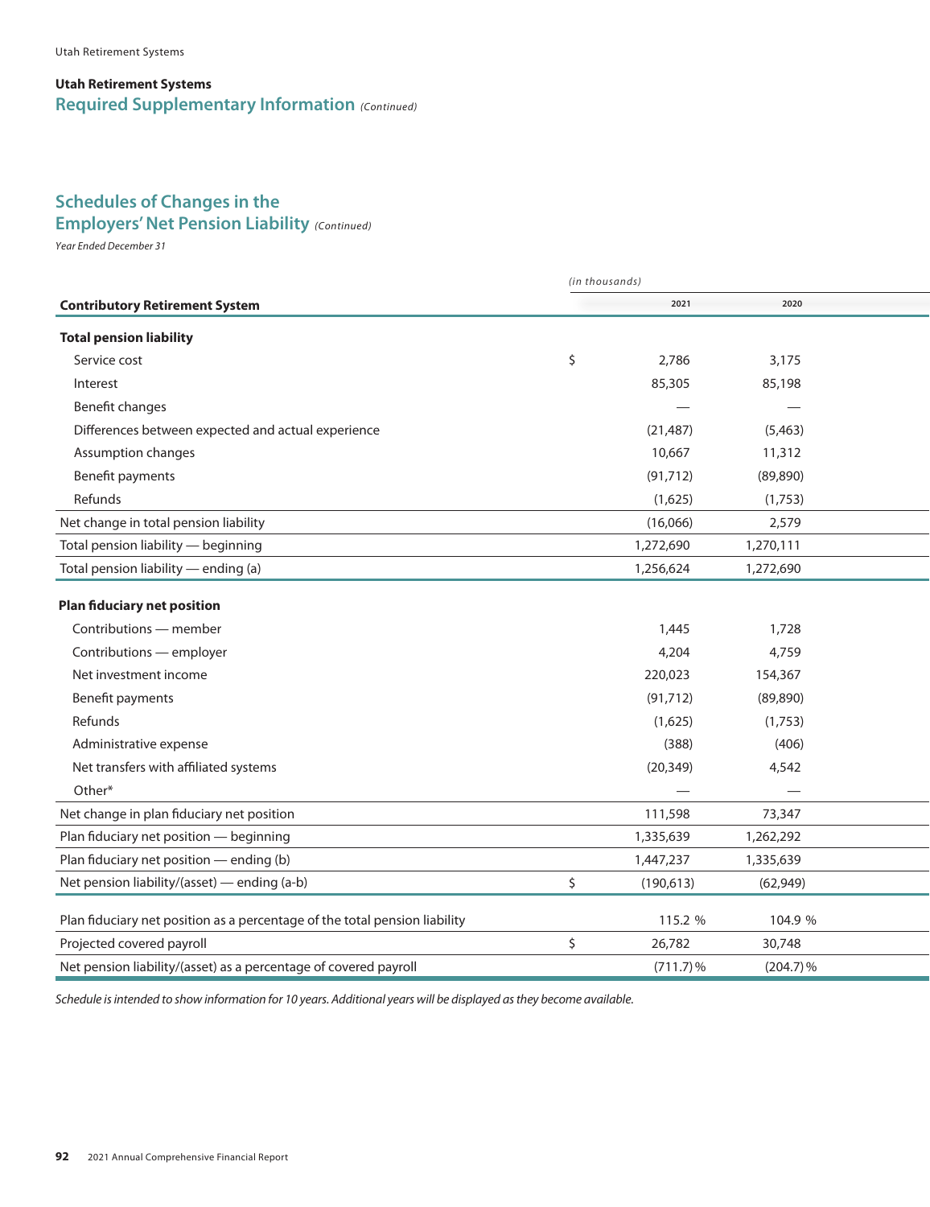## Utah Retirement Systems

## Required Supplementary Information *(Continued)*

### Schedules of Changes in the Employers' Net Pension Liability *(Continued)*

*Year Ended December 31*

*(in thousands)*

| Contributory Retirement System | | 2021 | 2020 |
|---|---|---|---|
| **Total pension liability** | | | |
| Service cost | $ | 2,786 | 3,175 |
| Interest | | 85,305 | 85,198 |
| Benefit changes | | — | — |
| Differences between expected and actual experience | | (21,487) | (5,463) |
| Assumption changes | | 10,667 | 11,312 |
| Benefit payments | | (91,712) | (89,890) |
| Refunds | | (1,625) | (1,753) |
| Net change in total pension liability | | (16,066) | 2,579 |
| Total pension liability — beginning | | 1,272,690 | 1,270,111 |
| Total pension liability — ending (a) | | 1,256,624 | 1,272,690 |
| **Plan fiduciary net position** | | | |
| Contributions — member | | 1,445 | 1,728 |
| Contributions — employer | | 4,204 | 4,759 |
| Net investment income | | 220,023 | 154,367 |
| Benefit payments | | (91,712) | (89,890) |
| Refunds | | (1,625) | (1,753) |
| Administrative expense | | (388) | (406) |
| Net transfers with affiliated systems | | (20,349) | 4,542 |
| Other* | | — | — |
| Net change in plan fiduciary net position | | 111,598 | 73,347 |
| Plan fiduciary net position — beginning | | 1,335,639 | 1,262,292 |
| Plan fiduciary net position — ending (b) | | 1,447,237 | 1,335,639 |
| Net pension liability/(asset) — ending (a-b) | $ | (190,613) | (62,949) |
| Plan fiduciary net position as a percentage of the total pension liability | | 115.2 % | 104.9 % |
| Projected covered payroll | $ | 26,782 | 30,748 |
| Net pension liability/(asset) as a percentage of covered payroll | | (711.7) % | (204.7) % |

*Schedule is intended to show information for 10 years. Additional years will be displayed as they become available.*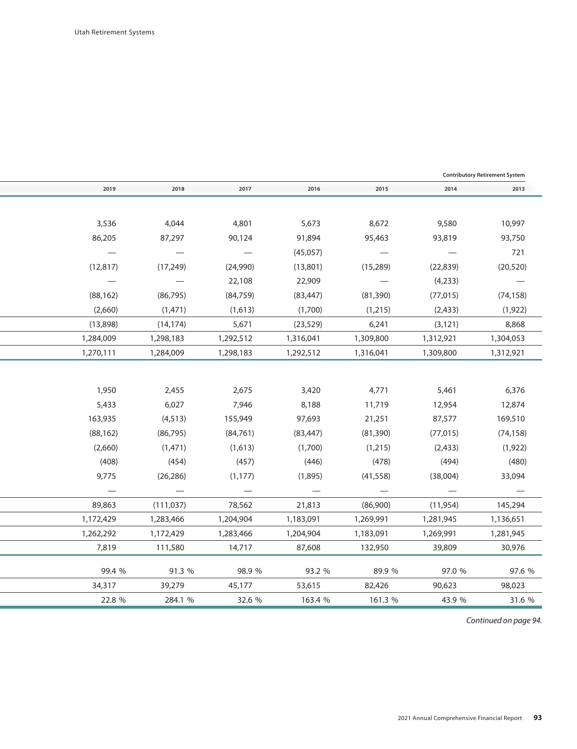**Contributory Retirement System**

| 2019 | 2018 | 2017 | 2016 | 2015 | 2014 | 2013 |
|---|---|---|---|---|---|---|
| | | | | | | |
| 3,536 | 4,044 | 4,801 | 5,673 | 8,672 | 9,580 | 10,997 |
| 86,205 | 87,297 | 90,124 | 91,894 | 95,463 | 93,819 | 93,750 |
| — | — | — | (45,057) | — | — | 721 |
| (12,817) | (17,249) | (24,990) | (13,801) | (15,289) | (22,839) | (20,520) |
| — | — | 22,108 | 22,909 | — | (4,233) | — |
| (88,162) | (86,795) | (84,759) | (83,447) | (81,390) | (77,015) | (74,158) |
| (2,660) | (1,471) | (1,613) | (1,700) | (1,215) | (2,433) | (1,922) |
| (13,898) | (14,174) | 5,671 | (23,529) | 6,241 | (3,121) | 8,868 |
| 1,284,009 | 1,298,183 | 1,292,512 | 1,316,041 | 1,309,800 | 1,312,921 | 1,304,053 |
| 1,270,111 | 1,284,009 | 1,298,183 | 1,292,512 | 1,316,041 | 1,309,800 | 1,312,921 |
| | | | | | | |
| 1,950 | 2,455 | 2,675 | 3,420 | 4,771 | 5,461 | 6,376 |
| 5,433 | 6,027 | 7,946 | 8,188 | 11,719 | 12,954 | 12,874 |
| 163,935 | (4,513) | 155,949 | 97,693 | 21,251 | 87,577 | 169,510 |
| (88,162) | (86,795) | (84,761) | (83,447) | (81,390) | (77,015) | (74,158) |
| (2,660) | (1,471) | (1,613) | (1,700) | (1,215) | (2,433) | (1,922) |
| (408) | (454) | (457) | (446) | (478) | (494) | (480) |
| 9,775 | (26,286) | (1,177) | (1,895) | (41,558) | (38,004) | 33,094 |
| — | — | — | — | — | — | — |
| 89,863 | (111,037) | 78,562 | 21,813 | (86,900) | (11,954) | 145,294 |
| 1,172,429 | 1,283,466 | 1,204,904 | 1,183,091 | 1,269,991 | 1,281,945 | 1,136,651 |
| 1,262,292 | 1,172,429 | 1,283,466 | 1,204,904 | 1,183,091 | 1,269,991 | 1,281,945 |
| 7,819 | 111,580 | 14,717 | 87,608 | 132,950 | 39,809 | 30,976 |
| | | | | | | |
| 99.4 % | 91.3 % | 98.9 % | 93.2 % | 89.9 % | 97.0 % | 97.6 % |
| 34,317 | 39,279 | 45,177 | 53,615 | 82,426 | 90,623 | 98,023 |
| 22.8 % | 284.1 % | 32.6 % | 163.4 % | 161.3 % | 43.9 % | 31.6 % |

*Continued on page 94.*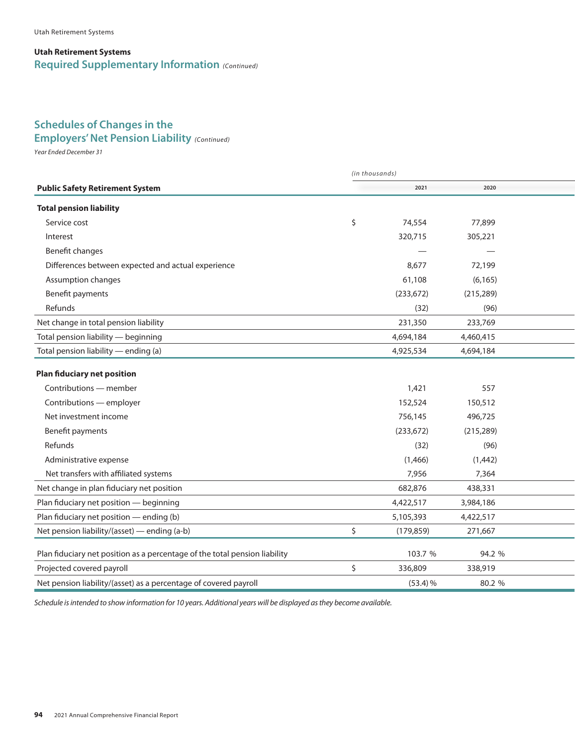**Utah Retirement Systems**

## Required Supplementary Information *(Continued)*

### Schedules of Changes in the Employers' Net Pension Liability *(Continued)*

*Year Ended December 31*

*(in thousands)*

| Public Safety Retirement System | | 2021 | 2020 |
|---|---|---|---|
| **Total pension liability** | | | |
| Service cost | $ | 74,554 | 77,899 |
| Interest | | 320,715 | 305,221 |
| Benefit changes | | — | — |
| Differences between expected and actual experience | | 8,677 | 72,199 |
| Assumption changes | | 61,108 | (6,165) |
| Benefit payments | | (233,672) | (215,289) |
| Refunds | | (32) | (96) |
| Net change in total pension liability | | 231,350 | 233,769 |
| Total pension liability — beginning | | 4,694,184 | 4,460,415 |
| Total pension liability — ending (a) | | 4,925,534 | 4,694,184 |
| **Plan fiduciary net position** | | | |
| Contributions — member | | 1,421 | 557 |
| Contributions — employer | | 152,524 | 150,512 |
| Net investment income | | 756,145 | 496,725 |
| Benefit payments | | (233,672) | (215,289) |
| Refunds | | (32) | (96) |
| Administrative expense | | (1,466) | (1,442) |
| Net transfers with affiliated systems | | 7,956 | 7,364 |
| Net change in plan fiduciary net position | | 682,876 | 438,331 |
| Plan fiduciary net position — beginning | | 4,422,517 | 3,984,186 |
| Plan fiduciary net position — ending (b) | | 5,105,393 | 4,422,517 |
| Net pension liability/(asset) — ending (a-b) | $ | (179,859) | 271,667 |
| Plan fiduciary net position as a percentage of the total pension liability | | 103.7 % | 94.2 % |
| Projected covered payroll | $ | 336,809 | 338,919 |
| Net pension liability/(asset) as a percentage of covered payroll | | (53.4) % | 80.2 % |

*Schedule is intended to show information for 10 years. Additional years will be displayed as they become available.*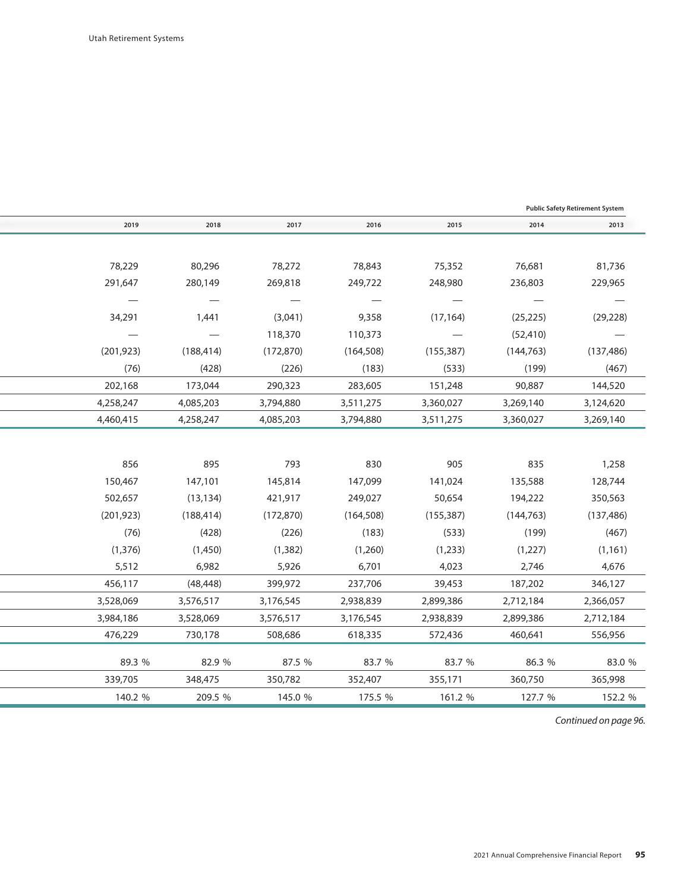**Public Safety Retirement System**

| | 2019 | 2018 | 2017 | 2016 | 2015 | 2014 | 2013 |
|---|---|---|---|---|---|---|---|
| | | | | | | | |
| | 78,229 | 80,296 | 78,272 | 78,843 | 75,352 | 76,681 | 81,736 |
| | 291,647 | 280,149 | 269,818 | 249,722 | 248,980 | 236,803 | 229,965 |
| | — | — | — | — | — | — | — |
| | 34,291 | 1,441 | (3,041) | 9,358 | (17,164) | (25,225) | (29,228) |
| | — | — | 118,370 | 110,373 | — | (52,410) | — |
| | (201,923) | (188,414) | (172,870) | (164,508) | (155,387) | (144,763) | (137,486) |
| | (76) | (428) | (226) | (183) | (533) | (199) | (467) |
| | 202,168 | 173,044 | 290,323 | 283,605 | 151,248 | 90,887 | 144,520 |
| | 4,258,247 | 4,085,203 | 3,794,880 | 3,511,275 | 3,360,027 | 3,269,140 | 3,124,620 |
| | 4,460,415 | 4,258,247 | 4,085,203 | 3,794,880 | 3,511,275 | 3,360,027 | 3,269,140 |
| | | | | | | | |
| | 856 | 895 | 793 | 830 | 905 | 835 | 1,258 |
| | 150,467 | 147,101 | 145,814 | 147,099 | 141,024 | 135,588 | 128,744 |
| | 502,657 | (13,134) | 421,917 | 249,027 | 50,654 | 194,222 | 350,563 |
| | (201,923) | (188,414) | (172,870) | (164,508) | (155,387) | (144,763) | (137,486) |
| | (76) | (428) | (226) | (183) | (533) | (199) | (467) |
| | (1,376) | (1,450) | (1,382) | (1,260) | (1,233) | (1,227) | (1,161) |
| | 5,512 | 6,982 | 5,926 | 6,701 | 4,023 | 2,746 | 4,676 |
| | 456,117 | (48,448) | 399,972 | 237,706 | 39,453 | 187,202 | 346,127 |
| | 3,528,069 | 3,576,517 | 3,176,545 | 2,938,839 | 2,899,386 | 2,712,184 | 2,366,057 |
| | 3,984,186 | 3,528,069 | 3,576,517 | 3,176,545 | 2,938,839 | 2,899,386 | 2,712,184 |
| | 476,229 | 730,178 | 508,686 | 618,335 | 572,436 | 460,641 | 556,956 |
| | | | | | | | |
| | 89.3 % | 82.9 % | 87.5 % | 83.7 % | 83.7 % | 86.3 % | 83.0 % |
| | 339,705 | 348,475 | 350,782 | 352,407 | 355,171 | 360,750 | 365,998 |
| | 140.2 % | 209.5 % | 145.0 % | 175.5 % | 161.2 % | 127.7 % | 152.2 % |

*Continued on page 96.*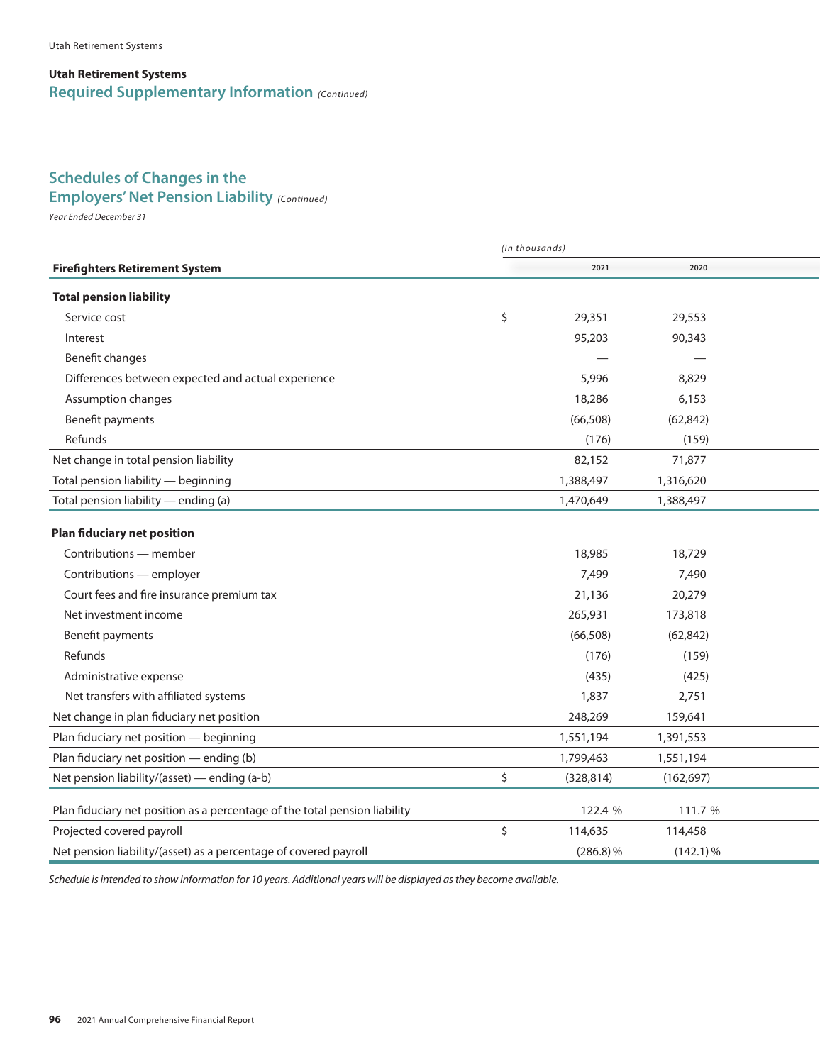## Utah Retirement Systems

## Required Supplementary Information *(Continued)*

### Schedules of Changes in the Employers' Net Pension Liability *(Continued)*

*Year Ended December 31*

*(in thousands)*

| Firefighters Retirement System | | 2021 | 2020 |
|---|---|---|---|
| **Total pension liability** | | | |
| Service cost | $ | 29,351 | 29,553 |
| Interest | | 95,203 | 90,343 |
| Benefit changes | | — | — |
| Differences between expected and actual experience | | 5,996 | 8,829 |
| Assumption changes | | 18,286 | 6,153 |
| Benefit payments | | (66,508) | (62,842) |
| Refunds | | (176) | (159) |
| Net change in total pension liability | | 82,152 | 71,877 |
| Total pension liability — beginning | | 1,388,497 | 1,316,620 |
| Total pension liability — ending (a) | | 1,470,649 | 1,388,497 |
| **Plan fiduciary net position** | | | |
| Contributions — member | | 18,985 | 18,729 |
| Contributions — employer | | 7,499 | 7,490 |
| Court fees and fire insurance premium tax | | 21,136 | 20,279 |
| Net investment income | | 265,931 | 173,818 |
| Benefit payments | | (66,508) | (62,842) |
| Refunds | | (176) | (159) |
| Administrative expense | | (435) | (425) |
| Net transfers with affiliated systems | | 1,837 | 2,751 |
| Net change in plan fiduciary net position | | 248,269 | 159,641 |
| Plan fiduciary net position — beginning | | 1,551,194 | 1,391,553 |
| Plan fiduciary net position — ending (b) | | 1,799,463 | 1,551,194 |
| Net pension liability/(asset) — ending (a-b) | $ | (328,814) | (162,697) |
| Plan fiduciary net position as a percentage of the total pension liability | | 122.4 % | 111.7 % |
| Projected covered payroll | $ | 114,635 | 114,458 |
| Net pension liability/(asset) as a percentage of covered payroll | | (286.8) % | (142.1) % |

*Schedule is intended to show information for 10 years. Additional years will be displayed as they become available.*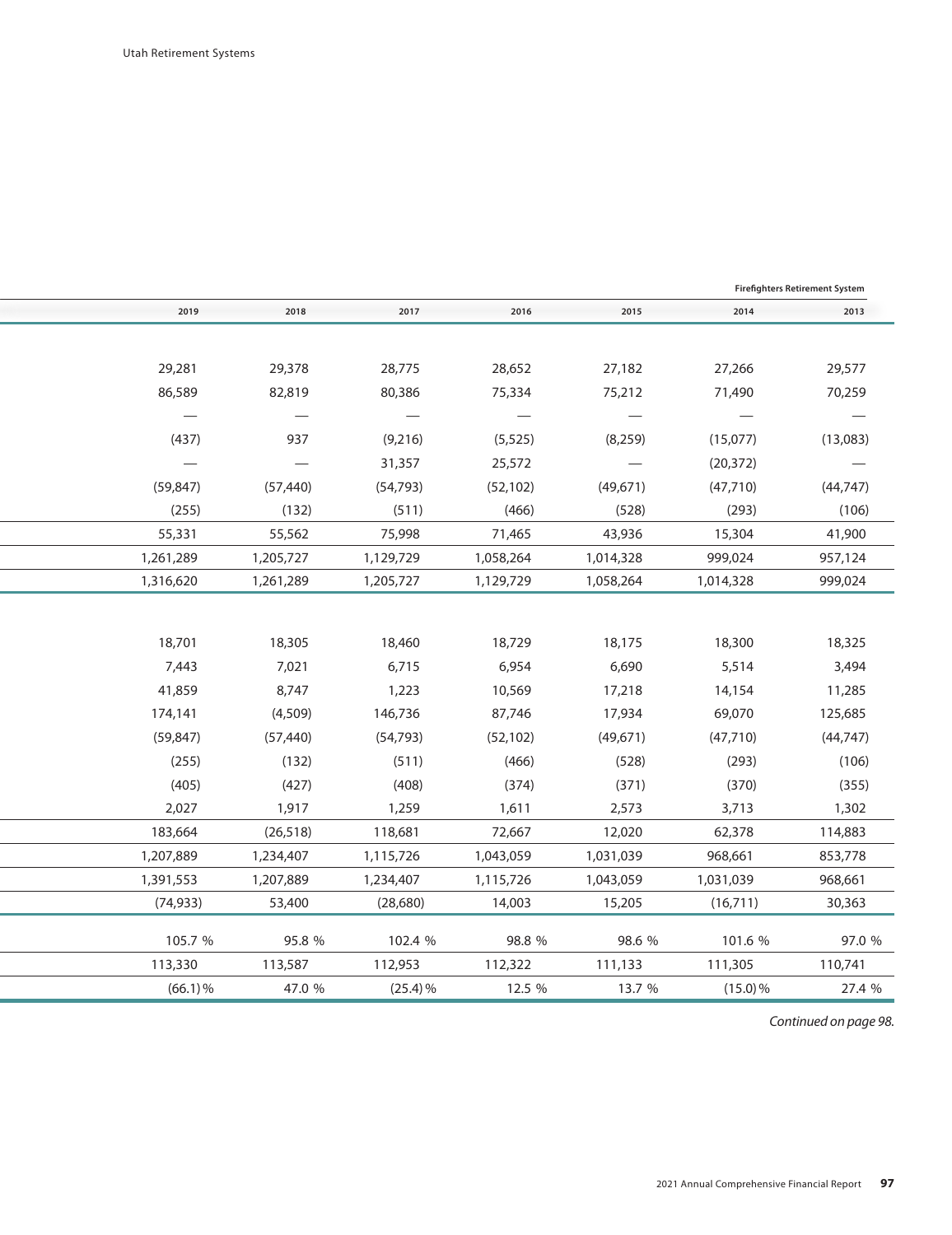| | Firefighters Retirement System | | | | | | |
|---|---|---|---|---|---|---|---|
| | 2019 | 2018 | 2017 | 2016 | 2015 | 2014 | 2013 |
| | | | | | | | |
| | 29,281 | 29,378 | 28,775 | 28,652 | 27,182 | 27,266 | 29,577 |
| | 86,589 | 82,819 | 80,386 | 75,334 | 75,212 | 71,490 | 70,259 |
| | — | — | — | — | — | — | — |
| | (437) | 937 | (9,216) | (5,525) | (8,259) | (15,077) | (13,083) |
| | — | — | 31,357 | 25,572 | — | (20,372) | — |
| | (59,847) | (57,440) | (54,793) | (52,102) | (49,671) | (47,710) | (44,747) |
| | (255) | (132) | (511) | (466) | (528) | (293) | (106) |
| | 55,331 | 55,562 | 75,998 | 71,465 | 43,936 | 15,304 | 41,900 |
| | 1,261,289 | 1,205,727 | 1,129,729 | 1,058,264 | 1,014,328 | 999,024 | 957,124 |
| | 1,316,620 | 1,261,289 | 1,205,727 | 1,129,729 | 1,058,264 | 1,014,328 | 999,024 |
| | | | | | | | |
| | 18,701 | 18,305 | 18,460 | 18,729 | 18,175 | 18,300 | 18,325 |
| | 7,443 | 7,021 | 6,715 | 6,954 | 6,690 | 5,514 | 3,494 |
| | 41,859 | 8,747 | 1,223 | 10,569 | 17,218 | 14,154 | 11,285 |
| | 174,141 | (4,509) | 146,736 | 87,746 | 17,934 | 69,070 | 125,685 |
| | (59,847) | (57,440) | (54,793) | (52,102) | (49,671) | (47,710) | (44,747) |
| | (255) | (132) | (511) | (466) | (528) | (293) | (106) |
| | (405) | (427) | (408) | (374) | (371) | (370) | (355) |
| | 2,027 | 1,917 | 1,259 | 1,611 | 2,573 | 3,713 | 1,302 |
| | 183,664 | (26,518) | 118,681 | 72,667 | 12,020 | 62,378 | 114,883 |
| | 1,207,889 | 1,234,407 | 1,115,726 | 1,043,059 | 1,031,039 | 968,661 | 853,778 |
| | 1,391,553 | 1,207,889 | 1,234,407 | 1,115,726 | 1,043,059 | 1,031,039 | 968,661 |
| | (74,933) | 53,400 | (28,680) | 14,003 | 15,205 | (16,711) | 30,363 |
| | | | | | | | |
| | 105.7 % | 95.8 % | 102.4 % | 98.8 % | 98.6 % | 101.6 % | 97.0 % |
| | 113,330 | 113,587 | 112,953 | 112,322 | 111,133 | 111,305 | 110,741 |
| | (66.1) % | 47.0 % | (25.4) % | 12.5 % | 13.7 % | (15.0) % | 27.4 % |

*Continued on page 98.*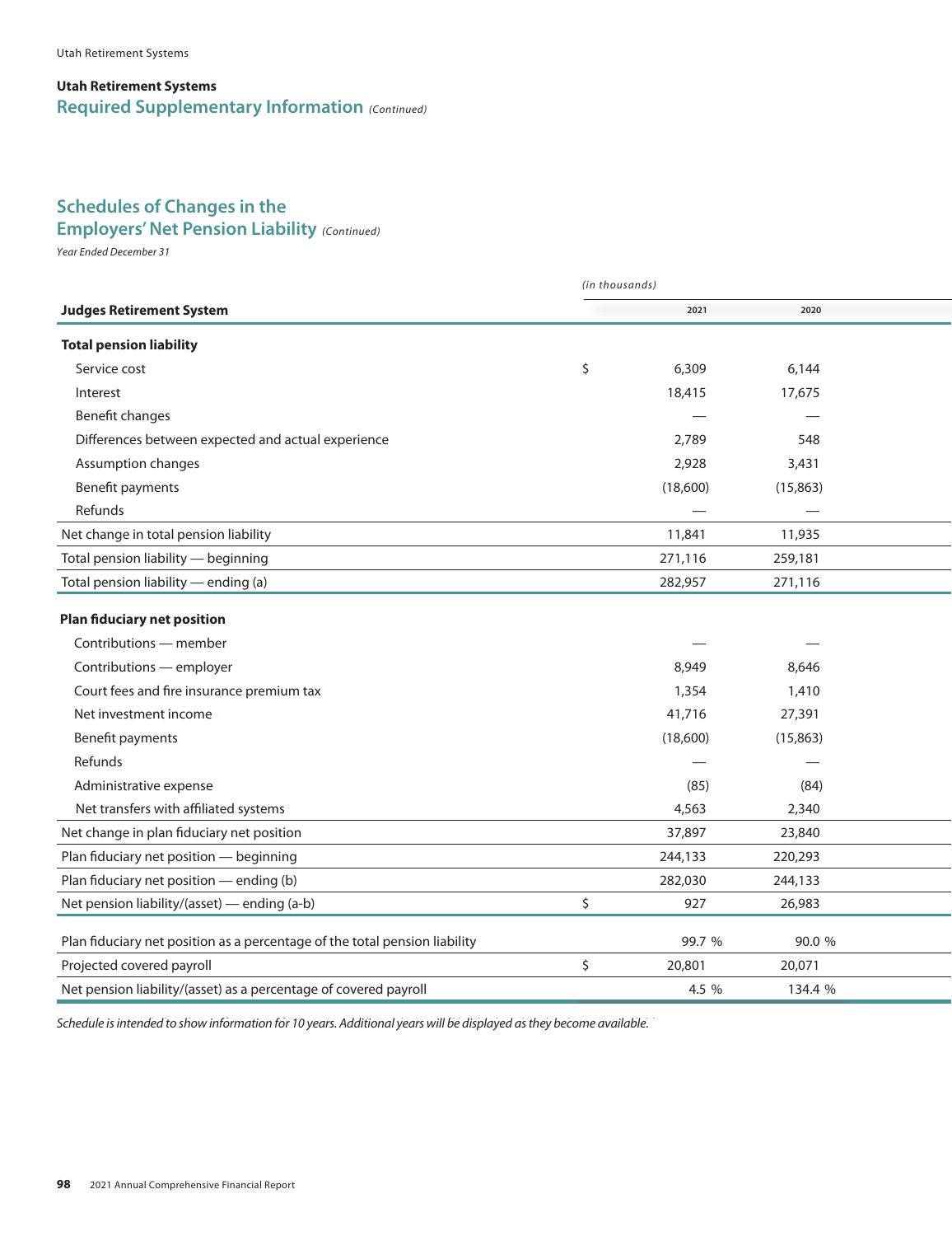## Utah Retirement Systems

## Required Supplementary Information *(Continued)*

### Schedules of Changes in the Employers' Net Pension Liability *(Continued)*

*Year Ended December 31*

*(in thousands)*

| Judges Retirement System | | 2021 | 2020 |
|---|---|---|---|
| **Total pension liability** | | | |
| Service cost | $ | 6,309 | 6,144 |
| Interest | | 18,415 | 17,675 |
| Benefit changes | | — | — |
| Differences between expected and actual experience | | 2,789 | 548 |
| Assumption changes | | 2,928 | 3,431 |
| Benefit payments | | (18,600) | (15,863) |
| Refunds | | — | — |
| Net change in total pension liability | | 11,841 | 11,935 |
| Total pension liability — beginning | | 271,116 | 259,181 |
| Total pension liability — ending (a) | | 282,957 | 271,116 |
| **Plan fiduciary net position** | | | |
| Contributions — member | | — | — |
| Contributions — employer | | 8,949 | 8,646 |
| Court fees and fire insurance premium tax | | 1,354 | 1,410 |
| Net investment income | | 41,716 | 27,391 |
| Benefit payments | | (18,600) | (15,863) |
| Refunds | | — | — |
| Administrative expense | | (85) | (84) |
| Net transfers with affiliated systems | | 4,563 | 2,340 |
| Net change in plan fiduciary net position | | 37,897 | 23,840 |
| Plan fiduciary net position — beginning | | 244,133 | 220,293 |
| Plan fiduciary net position — ending (b) | | 282,030 | 244,133 |
| Net pension liability/(asset) — ending (a-b) | $ | 927 | 26,983 |
| Plan fiduciary net position as a percentage of the total pension liability | | 99.7 % | 90.0 % |
| Projected covered payroll | $ | 20,801 | 20,071 |
| Net pension liability/(asset) as a percentage of covered payroll | | 4.5 % | 134.4 % |

*Schedule is intended to show information for 10 years. Additional years will be displayed as they become available.*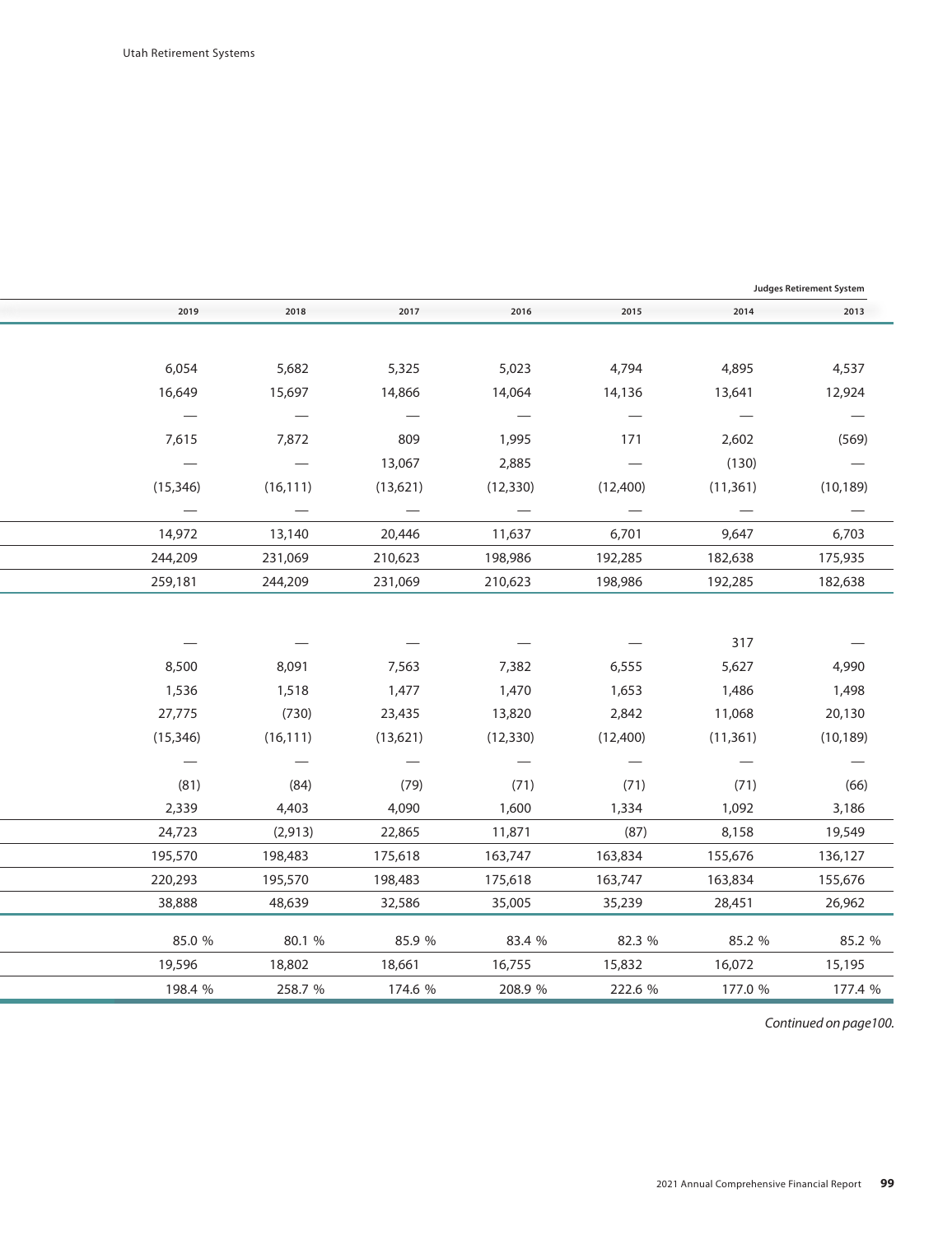| | 2019 | 2018 | 2017 | 2016 | 2015 | 2014 | 2013 |
|---|---|---|---|---|---|---|---|
| | | | | | | | **Judges Retirement System** |
| | 6,054 | 5,682 | 5,325 | 5,023 | 4,794 | 4,895 | 4,537 |
| | 16,649 | 15,697 | 14,866 | 14,064 | 14,136 | 13,641 | 12,924 |
| | — | — | — | — | — | — | — |
| | 7,615 | 7,872 | 809 | 1,995 | 171 | 2,602 | (569) |
| | — | — | 13,067 | 2,885 | — | (130) | — |
| | (15,346) | (16,111) | (13,621) | (12,330) | (12,400) | (11,361) | (10,189) |
| | — | — | — | — | — | — | — |
| | 14,972 | 13,140 | 20,446 | 11,637 | 6,701 | 9,647 | 6,703 |
| | 244,209 | 231,069 | 210,623 | 198,986 | 192,285 | 182,638 | 175,935 |
| | 259,181 | 244,209 | 231,069 | 210,623 | 198,986 | 192,285 | 182,638 |
| | | | | | | | |
| | — | — | — | — | — | 317 | — |
| | 8,500 | 8,091 | 7,563 | 7,382 | 6,555 | 5,627 | 4,990 |
| | 1,536 | 1,518 | 1,477 | 1,470 | 1,653 | 1,486 | 1,498 |
| | 27,775 | (730) | 23,435 | 13,820 | 2,842 | 11,068 | 20,130 |
| | (15,346) | (16,111) | (13,621) | (12,330) | (12,400) | (11,361) | (10,189) |
| | — | — | — | — | — | — | — |
| | (81) | (84) | (79) | (71) | (71) | (71) | (66) |
| | 2,339 | 4,403 | 4,090 | 1,600 | 1,334 | 1,092 | 3,186 |
| | 24,723 | (2,913) | 22,865 | 11,871 | (87) | 8,158 | 19,549 |
| | 195,570 | 198,483 | 175,618 | 163,747 | 163,834 | 155,676 | 136,127 |
| | 220,293 | 195,570 | 198,483 | 175,618 | 163,747 | 163,834 | 155,676 |
| | 38,888 | 48,639 | 32,586 | 35,005 | 35,239 | 28,451 | 26,962 |
| | | | | | | | |
| | 85.0 % | 80.1 % | 85.9 % | 83.4 % | 82.3 % | 85.2 % | 85.2 % |
| | 19,596 | 18,802 | 18,661 | 16,755 | 15,832 | 16,072 | 15,195 |
| | 198.4 % | 258.7 % | 174.6 % | 208.9 % | 222.6 % | 177.0 % | 177.4 % |

*Continued on page100.*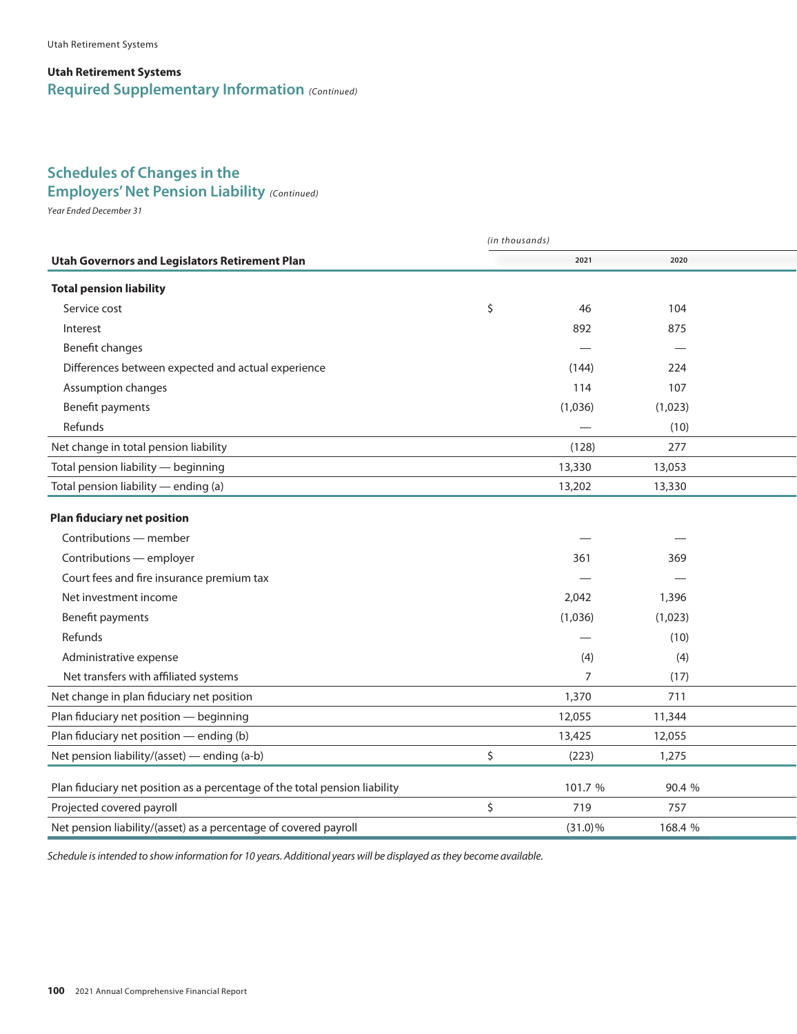## Utah Retirement Systems

## Required Supplementary Information *(Continued)*

### Schedules of Changes in the Employers' Net Pension Liability *(Continued)*

*Year Ended December 31*

*(in thousands)*

| Utah Governors and Legislators Retirement Plan | 2021 | 2020 |
|---|---|---|
| **Total pension liability** | | |
| Service cost | $ 46 | 104 |
| Interest | 892 | 875 |
| Benefit changes | — | — |
| Differences between expected and actual experience | (144) | 224 |
| Assumption changes | 114 | 107 |
| Benefit payments | (1,036) | (1,023) |
| Refunds | — | (10) |
| Net change in total pension liability | (128) | 277 |
| Total pension liability — beginning | 13,330 | 13,053 |
| Total pension liability — ending (a) | 13,202 | 13,330 |
| **Plan fiduciary net position** | | |
| Contributions — member | — | — |
| Contributions — employer | 361 | 369 |
| Court fees and fire insurance premium tax | — | — |
| Net investment income | 2,042 | 1,396 |
| Benefit payments | (1,036) | (1,023) |
| Refunds | — | (10) |
| Administrative expense | (4) | (4) |
| Net transfers with affiliated systems | 7 | (17) |
| Net change in plan fiduciary net position | 1,370 | 711 |
| Plan fiduciary net position — beginning | 12,055 | 11,344 |
| Plan fiduciary net position — ending (b) | 13,425 | 12,055 |
| Net pension liability/(asset) — ending (a-b) | $ (223) | 1,275 |
| Plan fiduciary net position as a percentage of the total pension liability | 101.7 % | 90.4 % |
| Projected covered payroll | $ 719 | 757 |
| Net pension liability/(asset) as a percentage of covered payroll | (31.0)% | 168.4 % |

*Schedule is intended to show information for 10 years. Additional years will be displayed as they become available.*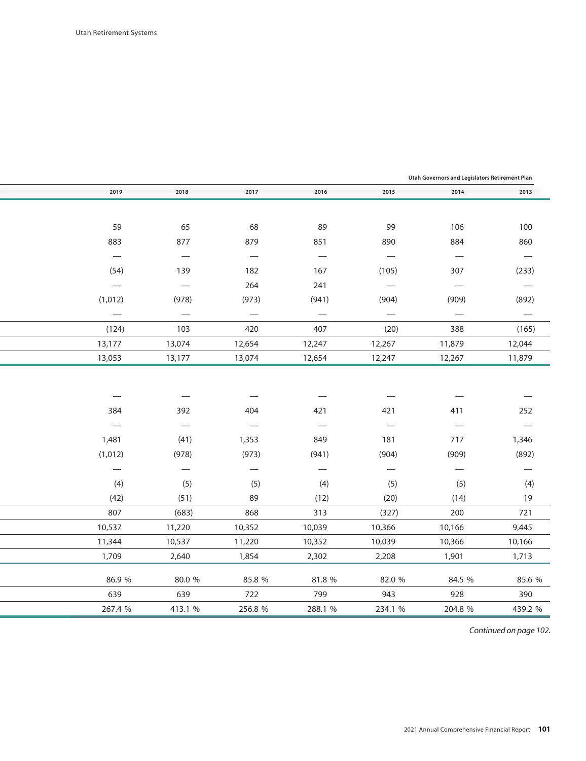| | 2019 | 2018 | 2017 | 2016 | 2015 | 2014 | 2013 |
|---|---|---|---|---|---|---|---|
| | | | | | | | |
| | 59 | 65 | 68 | 89 | 99 | 106 | 100 |
| | 883 | 877 | 879 | 851 | 890 | 884 | 860 |
| | — | — | — | — | — | — | — |
| | (54) | 139 | 182 | 167 | (105) | 307 | (233) |
| | — | — | 264 | 241 | — | — | — |
| | (1,012) | (978) | (973) | (941) | (904) | (909) | (892) |
| | — | — | — | — | — | — | — |
| | (124) | 103 | 420 | 407 | (20) | 388 | (165) |
| | 13,177 | 13,074 | 12,654 | 12,247 | 12,267 | 11,879 | 12,044 |
| | 13,053 | 13,177 | 13,074 | 12,654 | 12,247 | 12,267 | 11,879 |
| | | | | | | | |
| | — | — | — | — | — | — | — |
| | 384 | 392 | 404 | 421 | 421 | 411 | 252 |
| | — | — | — | — | — | — | — |
| | 1,481 | (41) | 1,353 | 849 | 181 | 717 | 1,346 |
| | (1,012) | (978) | (973) | (941) | (904) | (909) | (892) |
| | — | — | — | — | — | — | — |
| | (4) | (5) | (5) | (4) | (5) | (5) | (4) |
| | (42) | (51) | 89 | (12) | (20) | (14) | 19 |
| | 807 | (683) | 868 | 313 | (327) | 200 | 721 |
| | 10,537 | 11,220 | 10,352 | 10,039 | 10,366 | 10,166 | 9,445 |
| | 11,344 | 10,537 | 11,220 | 10,352 | 10,039 | 10,366 | 10,166 |
| | 1,709 | 2,640 | 1,854 | 2,302 | 2,208 | 1,901 | 1,713 |
| | | | | | | | |
| | 86.9 % | 80.0 % | 85.8 % | 81.8 % | 82.0 % | 84.5 % | 85.6 % |
| | 639 | 639 | 722 | 799 | 943 | 928 | 390 |
| | 267.4 % | 413.1 % | 256.8 % | 288.1 % | 234.1 % | 204.8 % | 439.2 % |

Utah Governors and Legislators Retirement Plan

*Continued on page 102.*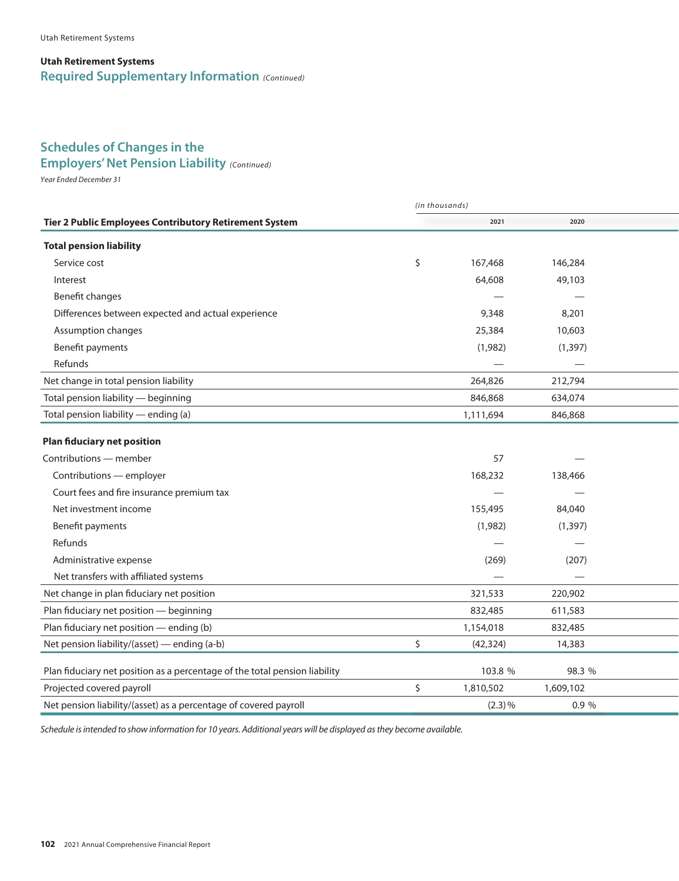## Utah Retirement Systems

## Required Supplementary Information *(Continued)*

### Schedules of Changes in the Employers' Net Pension Liability *(Continued)*

*Year Ended December 31*

*(in thousands)*

| Tier 2 Public Employees Contributory Retirement System | | 2021 | 2020 |
|---|---|---|---|
| **Total pension liability** | | | |
| Service cost | $ | 167,468 | 146,284 |
| Interest | | 64,608 | 49,103 |
| Benefit changes | | — | — |
| Differences between expected and actual experience | | 9,348 | 8,201 |
| Assumption changes | | 25,384 | 10,603 |
| Benefit payments | | (1,982) | (1,397) |
| Refunds | | — | — |
| Net change in total pension liability | | 264,826 | 212,794 |
| Total pension liability — beginning | | 846,868 | 634,074 |
| Total pension liability — ending (a) | | 1,111,694 | 846,868 |
| **Plan fiduciary net position** | | | |
| Contributions — member | | 57 | — |
| Contributions — employer | | 168,232 | 138,466 |
| Court fees and fire insurance premium tax | | — | — |
| Net investment income | | 155,495 | 84,040 |
| Benefit payments | | (1,982) | (1,397) |
| Refunds | | — | — |
| Administrative expense | | (269) | (207) |
| Net transfers with affiliated systems | | — | — |
| Net change in plan fiduciary net position | | 321,533 | 220,902 |
| Plan fiduciary net position — beginning | | 832,485 | 611,583 |
| Plan fiduciary net position — ending (b) | | 1,154,018 | 832,485 |
| Net pension liability/(asset) — ending (a-b) | $ | (42,324) | 14,383 |
| Plan fiduciary net position as a percentage of the total pension liability | | 103.8 % | 98.3 % |
| Projected covered payroll | $ | 1,810,502 | 1,609,102 |
| Net pension liability/(asset) as a percentage of covered payroll | | (2.3) % | 0.9 % |

*Schedule is intended to show information for 10 years. Additional years will be displayed as they become available.*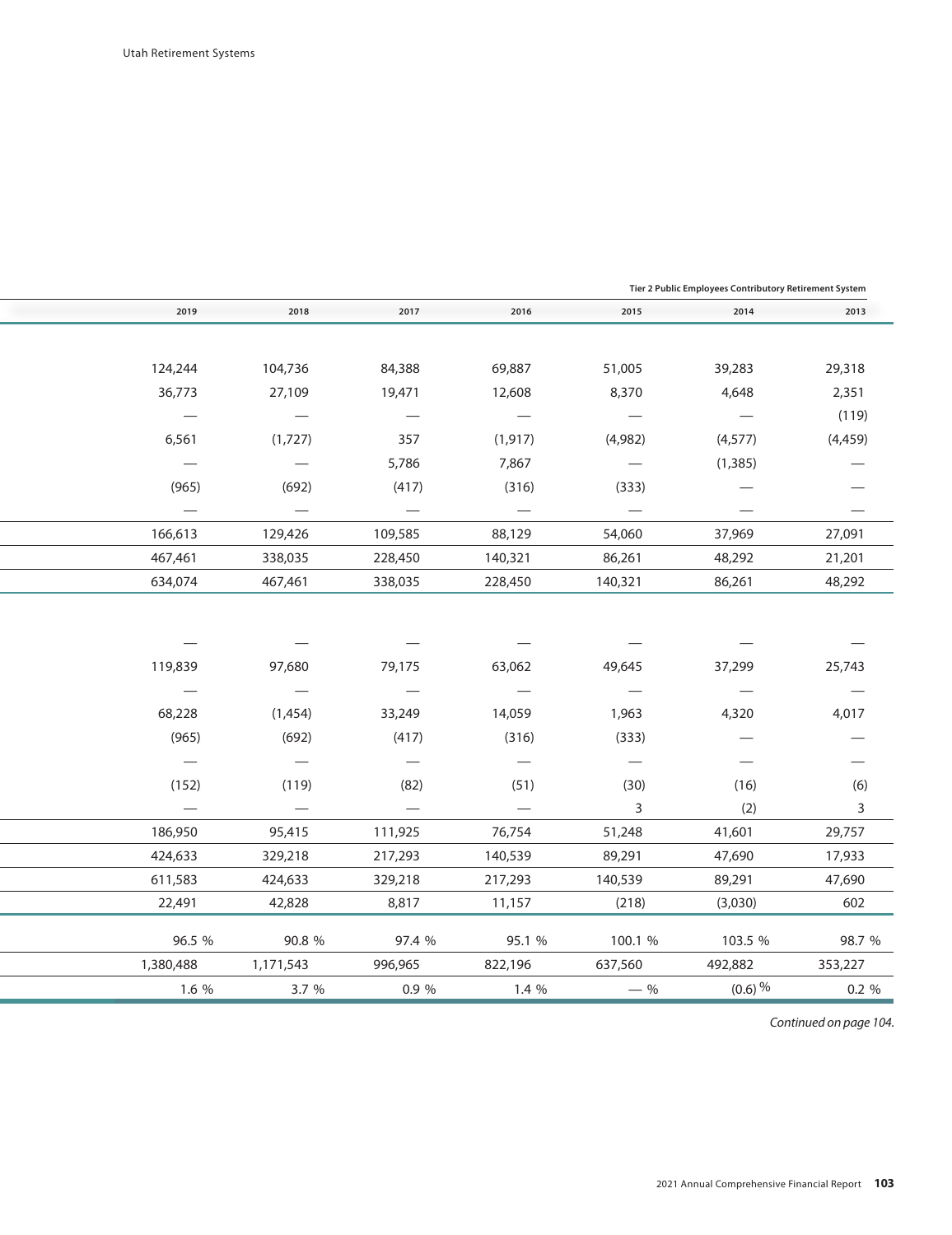Tier 2 Public Employees Contributory Retirement System

| 2019 | 2018 | 2017 | 2016 | 2015 | 2014 | 2013 |
|---|---|---|---|---|---|---|
| | | | | | | |
| 124,244 | 104,736 | 84,388 | 69,887 | 51,005 | 39,283 | 29,318 |
| 36,773 | 27,109 | 19,471 | 12,608 | 8,370 | 4,648 | 2,351 |
| — | — | — | — | — | — | (119) |
| 6,561 | (1,727) | 357 | (1,917) | (4,982) | (4,577) | (4,459) |
| — | — | 5,786 | 7,867 | — | (1,385) | — |
| (965) | (692) | (417) | (316) | (333) | — | — |
| — | — | — | — | — | — | — |
| 166,613 | 129,426 | 109,585 | 88,129 | 54,060 | 37,969 | 27,091 |
| 467,461 | 338,035 | 228,450 | 140,321 | 86,261 | 48,292 | 21,201 |
| 634,074 | 467,461 | 338,035 | 228,450 | 140,321 | 86,261 | 48,292 |
| | | | | | | |
| — | — | — | — | — | — | — |
| 119,839 | 97,680 | 79,175 | 63,062 | 49,645 | 37,299 | 25,743 |
| — | — | — | — | — | — | — |
| 68,228 | (1,454) | 33,249 | 14,059 | 1,963 | 4,320 | 4,017 |
| (965) | (692) | (417) | (316) | (333) | — | — |
| — | — | — | — | — | — | — |
| (152) | (119) | (82) | (51) | (30) | (16) | (6) |
| — | — | — | — | 3 | (2) | 3 |
| 186,950 | 95,415 | 111,925 | 76,754 | 51,248 | 41,601 | 29,757 |
| 424,633 | 329,218 | 217,293 | 140,539 | 89,291 | 47,690 | 17,933 |
| 611,583 | 424,633 | 329,218 | 217,293 | 140,539 | 89,291 | 47,690 |
| 22,491 | 42,828 | 8,817 | 11,157 | (218) | (3,030) | 602 |
| | | | | | | |
| 96.5 % | 90.8 % | 97.4 % | 95.1 % | 100.1 % | 103.5 % | 98.7 % |
| 1,380,488 | 1,171,543 | 996,965 | 822,196 | 637,560 | 492,882 | 353,227 |
| 1.6 % | 3.7 % | 0.9 % | 1.4 % | — % | (0.6) % | 0.2 % |

*Continued on page 104.*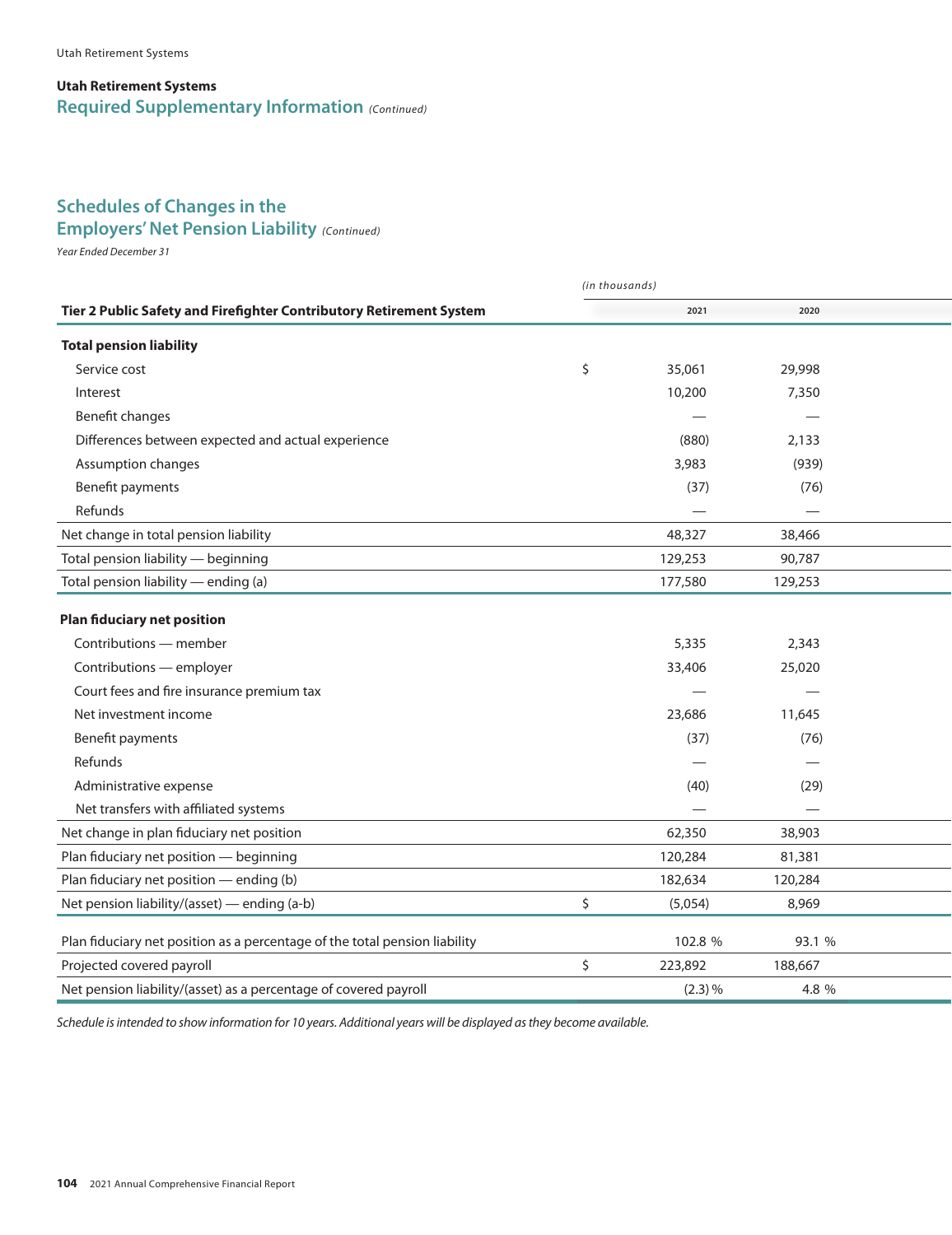## Utah Retirement Systems

## Required Supplementary Information *(Continued)*

### Schedules of Changes in the Employers' Net Pension Liability *(Continued)*

*Year Ended December 31*

*(in thousands)*

| Tier 2 Public Safety and Firefighter Contributory Retirement System | | 2021 | 2020 |
|---|---|---|---|
| **Total pension liability** | | | |
| Service cost | $ | 35,061 | 29,998 |
| Interest | | 10,200 | 7,350 |
| Benefit changes | | — | — |
| Differences between expected and actual experience | | (880) | 2,133 |
| Assumption changes | | 3,983 | (939) |
| Benefit payments | | (37) | (76) |
| Refunds | | — | — |
| Net change in total pension liability | | 48,327 | 38,466 |
| Total pension liability — beginning | | 129,253 | 90,787 |
| Total pension liability — ending (a) | | 177,580 | 129,253 |
| **Plan fiduciary net position** | | | |
| Contributions — member | | 5,335 | 2,343 |
| Contributions — employer | | 33,406 | 25,020 |
| Court fees and fire insurance premium tax | | — | — |
| Net investment income | | 23,686 | 11,645 |
| Benefit payments | | (37) | (76) |
| Refunds | | — | — |
| Administrative expense | | (40) | (29) |
| Net transfers with affiliated systems | | — | — |
| Net change in plan fiduciary net position | | 62,350 | 38,903 |
| Plan fiduciary net position — beginning | | 120,284 | 81,381 |
| Plan fiduciary net position — ending (b) | | 182,634 | 120,284 |
| Net pension liability/(asset) — ending (a-b) | $ | (5,054) | 8,969 |
| Plan fiduciary net position as a percentage of the total pension liability | | 102.8 % | 93.1 % |
| Projected covered payroll | $ | 223,892 | 188,667 |
| Net pension liability/(asset) as a percentage of covered payroll | | (2.3) % | 4.8 % |

*Schedule is intended to show information for 10 years. Additional years will be displayed as they become available.*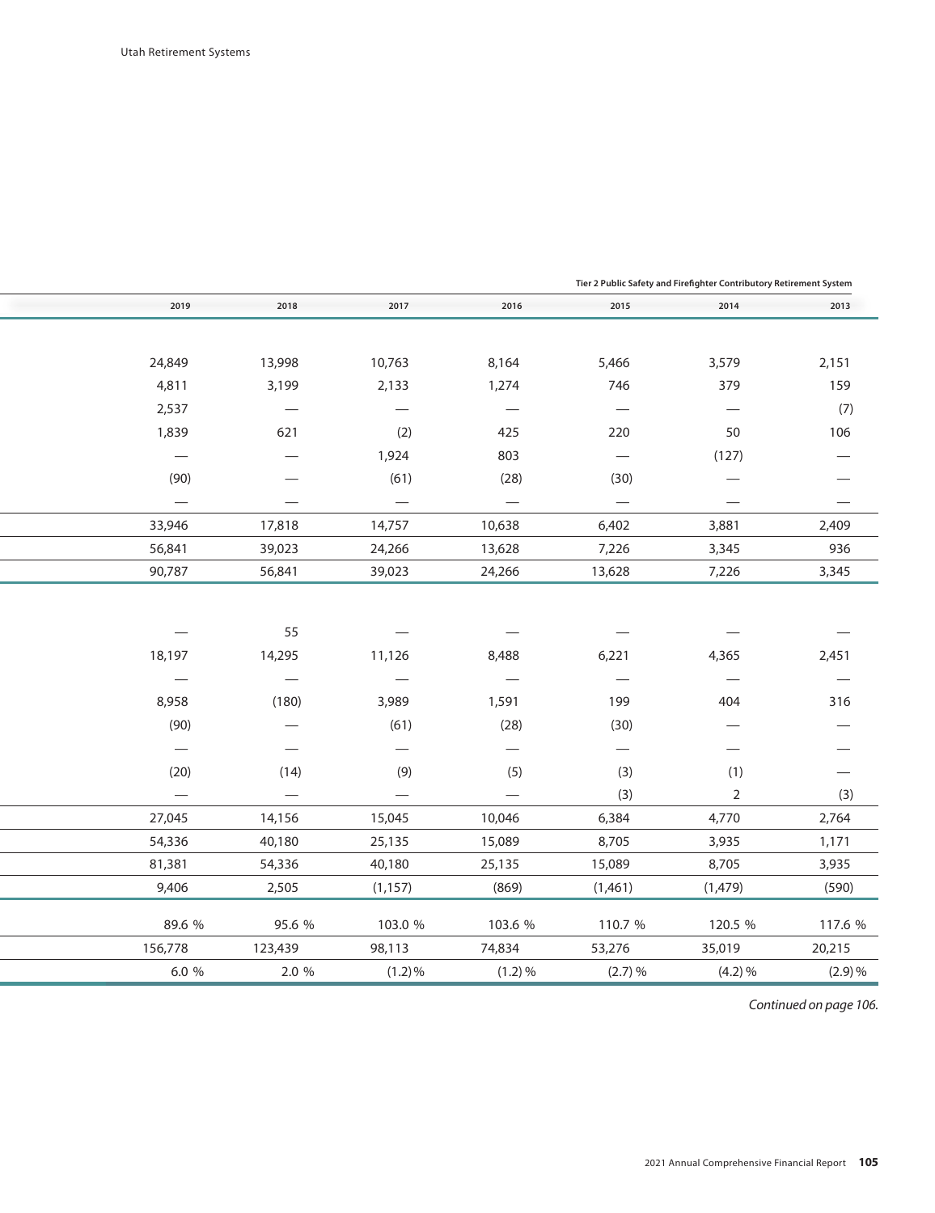| | | | | | | Tier 2 Public Safety and Firefighter Contributory Retirement System |
|---|---|---|---|---|---|---|
| 2019 | 2018 | 2017 | 2016 | 2015 | 2014 | 2013 |
| | | | | | | |
| 24,849 | 13,998 | 10,763 | 8,164 | 5,466 | 3,579 | 2,151 |
| 4,811 | 3,199 | 2,133 | 1,274 | 746 | 379 | 159 |
| 2,537 | — | — | — | — | — | (7) |
| 1,839 | 621 | (2) | 425 | 220 | 50 | 106 |
| — | — | 1,924 | 803 | — | (127) | — |
| (90) | — | (61) | (28) | (30) | — | — |
| — | — | — | — | — | — | — |
| 33,946 | 17,818 | 14,757 | 10,638 | 6,402 | 3,881 | 2,409 |
| 56,841 | 39,023 | 24,266 | 13,628 | 7,226 | 3,345 | 936 |
| 90,787 | 56,841 | 39,023 | 24,266 | 13,628 | 7,226 | 3,345 |
| | | | | | | |
| — | 55 | — | — | — | — | — |
| 18,197 | 14,295 | 11,126 | 8,488 | 6,221 | 4,365 | 2,451 |
| — | — | — | — | — | — | — |
| 8,958 | (180) | 3,989 | 1,591 | 199 | 404 | 316 |
| (90) | — | (61) | (28) | (30) | — | — |
| — | — | — | — | — | — | — |
| (20) | (14) | (9) | (5) | (3) | (1) | — |
| — | — | — | — | (3) | 2 | (3) |
| 27,045 | 14,156 | 15,045 | 10,046 | 6,384 | 4,770 | 2,764 |
| 54,336 | 40,180 | 25,135 | 15,089 | 8,705 | 3,935 | 1,171 |
| 81,381 | 54,336 | 40,180 | 25,135 | 15,089 | 8,705 | 3,935 |
| 9,406 | 2,505 | (1,157) | (869) | (1,461) | (1,479) | (590) |
| | | | | | | |
| 89.6 % | 95.6 % | 103.0 % | 103.6 % | 110.7 % | 120.5 % | 117.6 % |
| 156,778 | 123,439 | 98,113 | 74,834 | 53,276 | 35,019 | 20,215 |
| 6.0 % | 2.0 % | (1.2) % | (1.2) % | (2.7) % | (4.2) % | (2.9) % |

*Continued on page 106.*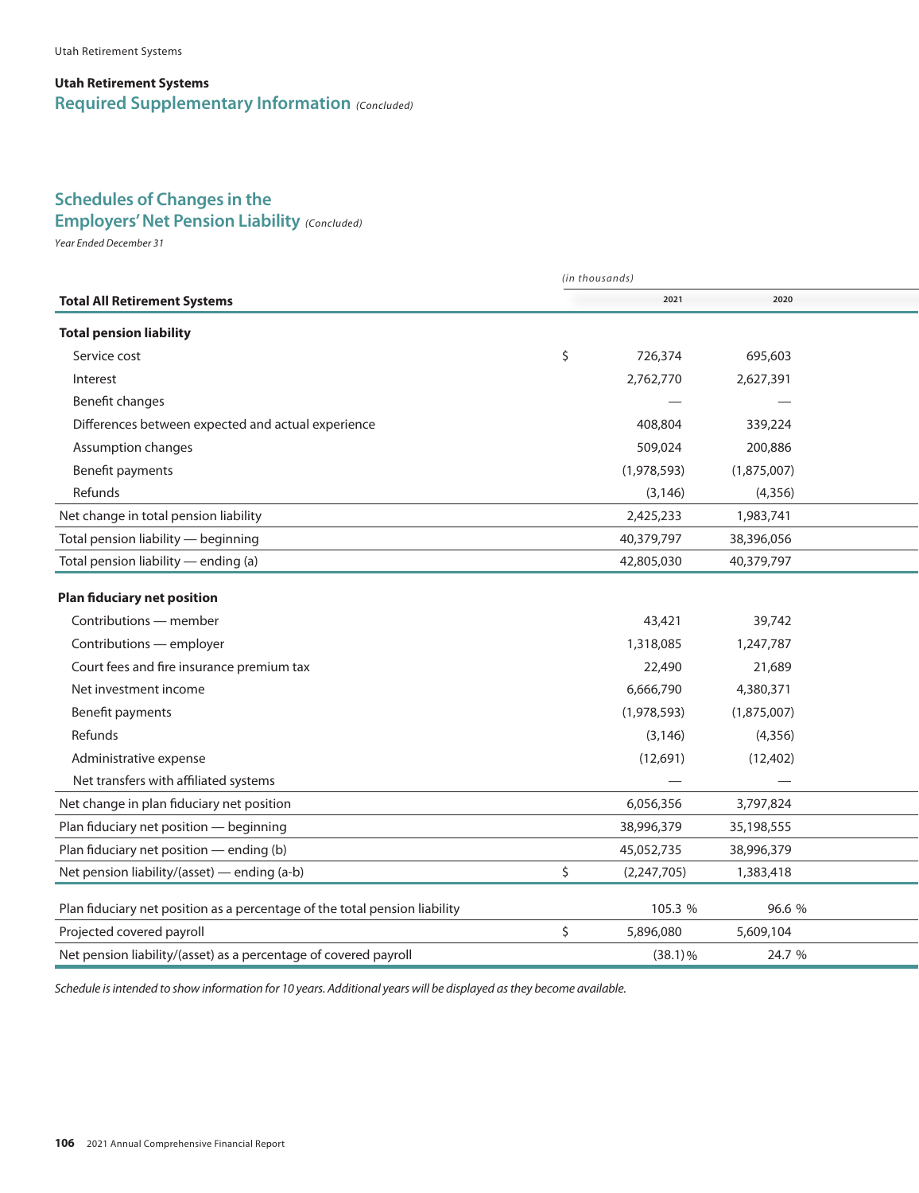## Utah Retirement Systems
## Required Supplementary Information *(Concluded)*

### Schedules of Changes in the Employers' Net Pension Liability *(Concluded)*

*Year Ended December 31*

*(in thousands)*

| Total All Retirement Systems | | 2021 | 2020 |
|---|---|---|---|
| **Total pension liability** | | | |
| Service cost | $ | 726,374 | 695,603 |
| Interest | | 2,762,770 | 2,627,391 |
| Benefit changes | | — | — |
| Differences between expected and actual experience | | 408,804 | 339,224 |
| Assumption changes | | 509,024 | 200,886 |
| Benefit payments | | (1,978,593) | (1,875,007) |
| Refunds | | (3,146) | (4,356) |
| Net change in total pension liability | | 2,425,233 | 1,983,741 |
| Total pension liability — beginning | | 40,379,797 | 38,396,056 |
| Total pension liability — ending (a) | | 42,805,030 | 40,379,797 |
| **Plan fiduciary net position** | | | |
| Contributions — member | | 43,421 | 39,742 |
| Contributions — employer | | 1,318,085 | 1,247,787 |
| Court fees and fire insurance premium tax | | 22,490 | 21,689 |
| Net investment income | | 6,666,790 | 4,380,371 |
| Benefit payments | | (1,978,593) | (1,875,007) |
| Refunds | | (3,146) | (4,356) |
| Administrative expense | | (12,691) | (12,402) |
| Net transfers with affiliated systems | | — | — |
| Net change in plan fiduciary net position | | 6,056,356 | 3,797,824 |
| Plan fiduciary net position — beginning | | 38,996,379 | 35,198,555 |
| Plan fiduciary net position — ending (b) | | 45,052,735 | 38,996,379 |
| Net pension liability/(asset) — ending (a-b) | $ | (2,247,705) | 1,383,418 |
| Plan fiduciary net position as a percentage of the total pension liability | | 105.3 % | 96.6 % |
| Projected covered payroll | $ | 5,896,080 | 5,609,104 |
| Net pension liability/(asset) as a percentage of covered payroll | | (38.1) % | 24.7 % |

*Schedule is intended to show information for 10 years. Additional years will be displayed as they become available.*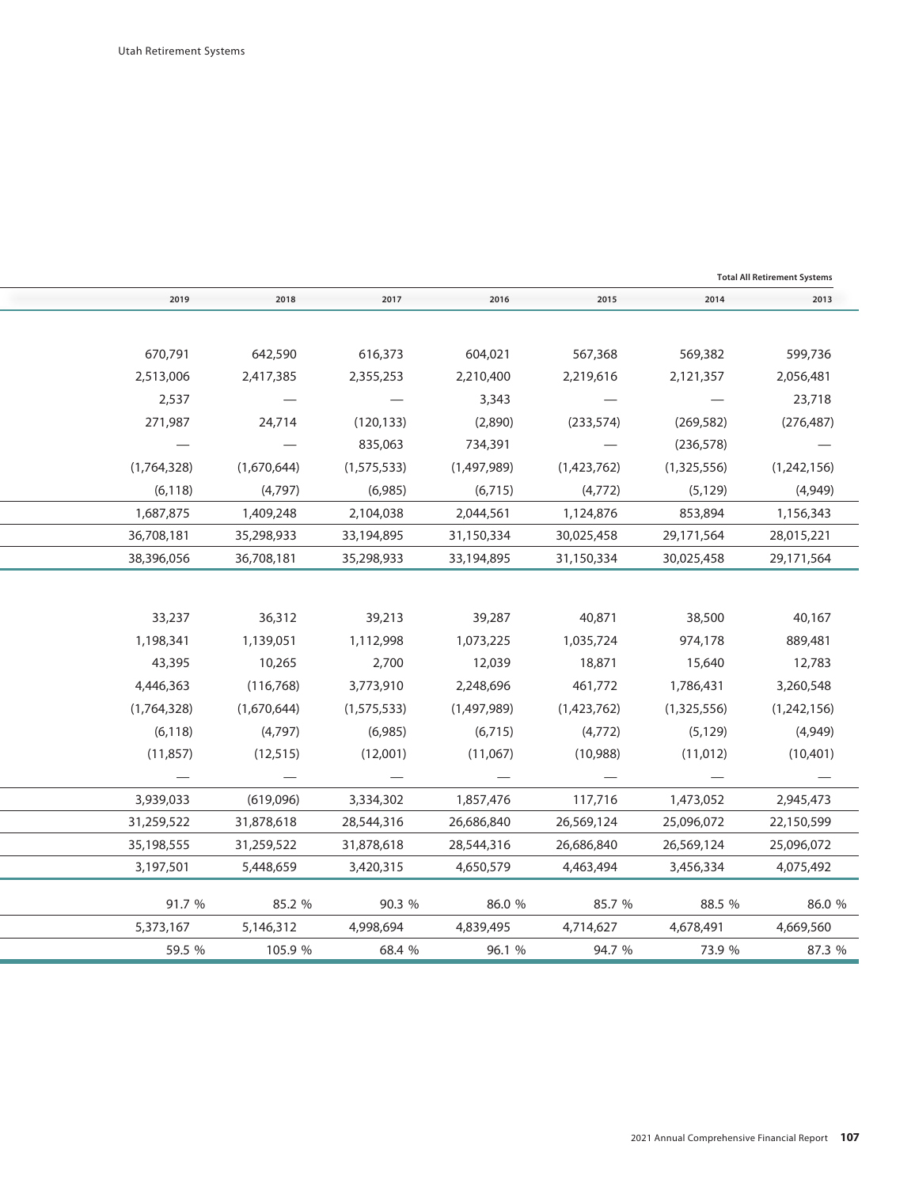| | Total All Retirement Systems | | | | | | |
|---|---|---|---|---|---|---|---|
| | 2019 | 2018 | 2017 | 2016 | 2015 | 2014 | 2013 |
| | | | | | | | |
| | 670,791 | 642,590 | 616,373 | 604,021 | 567,368 | 569,382 | 599,736 |
| | 2,513,006 | 2,417,385 | 2,355,253 | 2,210,400 | 2,219,616 | 2,121,357 | 2,056,481 |
| | 2,537 | — | — | 3,343 | — | — | 23,718 |
| | 271,987 | 24,714 | (120,133) | (2,890) | (233,574) | (269,582) | (276,487) |
| | — | — | 835,063 | 734,391 | — | (236,578) | — |
| | (1,764,328) | (1,670,644) | (1,575,533) | (1,497,989) | (1,423,762) | (1,325,556) | (1,242,156) |
| | (6,118) | (4,797) | (6,985) | (6,715) | (4,772) | (5,129) | (4,949) |
| | 1,687,875 | 1,409,248 | 2,104,038 | 2,044,561 | 1,124,876 | 853,894 | 1,156,343 |
| | 36,708,181 | 35,298,933 | 33,194,895 | 31,150,334 | 30,025,458 | 29,171,564 | 28,015,221 |
| | 38,396,056 | 36,708,181 | 35,298,933 | 33,194,895 | 31,150,334 | 30,025,458 | 29,171,564 |
| | | | | | | | |
| | 33,237 | 36,312 | 39,213 | 39,287 | 40,871 | 38,500 | 40,167 |
| | 1,198,341 | 1,139,051 | 1,112,998 | 1,073,225 | 1,035,724 | 974,178 | 889,481 |
| | 43,395 | 10,265 | 2,700 | 12,039 | 18,871 | 15,640 | 12,783 |
| | 4,446,363 | (116,768) | 3,773,910 | 2,248,696 | 461,772 | 1,786,431 | 3,260,548 |
| | (1,764,328) | (1,670,644) | (1,575,533) | (1,497,989) | (1,423,762) | (1,325,556) | (1,242,156) |
| | (6,118) | (4,797) | (6,985) | (6,715) | (4,772) | (5,129) | (4,949) |
| | (11,857) | (12,515) | (12,001) | (11,067) | (10,988) | (11,012) | (10,401) |
| | — | — | — | — | — | — | — |
| | 3,939,033 | (619,096) | 3,334,302 | 1,857,476 | 117,716 | 1,473,052 | 2,945,473 |
| | 31,259,522 | 31,878,618 | 28,544,316 | 26,686,840 | 26,569,124 | 25,096,072 | 22,150,599 |
| | 35,198,555 | 31,259,522 | 31,878,618 | 28,544,316 | 26,686,840 | 26,569,124 | 25,096,072 |
| | 3,197,501 | 5,448,659 | 3,420,315 | 4,650,579 | 4,463,494 | 3,456,334 | 4,075,492 |
| | | | | | | | |
| | 91.7 % | 85.2 % | 90.3 % | 86.0 % | 85.7 % | 88.5 % | 86.0 % |
| | 5,373,167 | 5,146,312 | 4,998,694 | 4,839,495 | 4,714,627 | 4,678,491 | 4,669,560 |
| | 59.5 % | 105.9 % | 68.4 % | 96.1 % | 94.7 % | 73.9 % | 87.3 % |